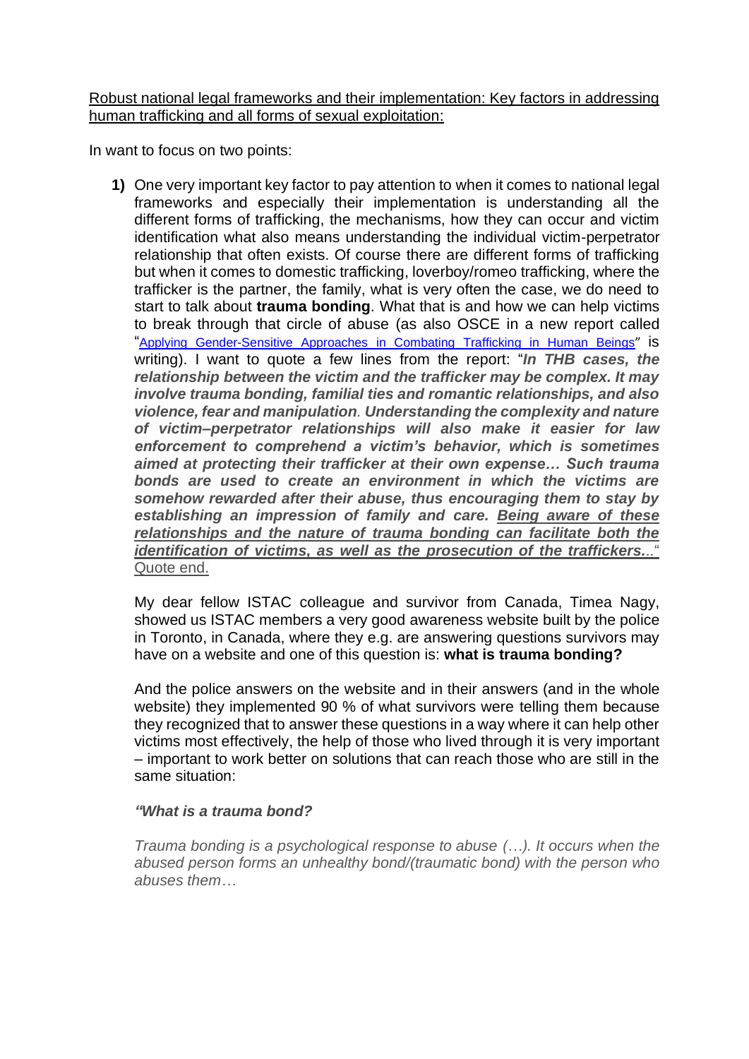<u>Robust national legal frameworks and their implementation: Key factors in addressing human trafficking and all forms of sexual exploitation:</u>

In want to focus on two points:

1) One very important key factor to pay attention to when it comes to national legal frameworks and especially their implementation is understanding all the different forms of trafficking, the mechanisms, how they can occur and victim identification what also means understanding the individual victim-perpetrator relationship that often exists. Of course there are different forms of trafficking but when it comes to domestic trafficking, loverboy/romeo trafficking, where the trafficker is the partner, the family, what is very often the case, we do need to start to talk about **trauma bonding**. What that is and how we can help victims to break through that circle of abuse (as also OSCE in a new report called "[Applying Gender-Sensitive Approaches in Combating Trafficking in Human Beings](#)" is writing). I want to quote a few lines from the report: "***In THB cases, the relationship between the victim and the trafficker may be complex. It may involve trauma bonding, familial ties and romantic relationships, and also violence, fear and manipulation. Understanding the complexity and nature of victim–perpetrator relationships will also make it easier for law enforcement to comprehend a victim's behavior, which is sometimes aimed at protecting their trafficker at their own expense… Such trauma bonds are used to create an environment in which the victims are somehow rewarded after their abuse, thus encouraging them to stay by establishing an impression of family and care. <u>Being aware of these relationships and the nature of trauma bonding can facilitate both the identification of victims, as well as the prosecution of the traffickers…</u>***" <u>Quote end.</u>

   My dear fellow ISTAC colleague and survivor from Canada, Timea Nagy, showed us ISTAC members a very good awareness website built by the police in Toronto, in Canada, where they e.g. are answering questions survivors may have on a website and one of this question is: **what is trauma bonding?**

   And the police answers on the website and in their answers (and in the whole website) they implemented 90 % of what survivors were telling them because they recognized that to answer these questions in a way where it can help other victims most effectively, the help of those who lived through it is very important – important to work better on solutions that can reach those who are still in the same situation:

   ***"What is a trauma bond?***

   *Trauma bonding is a psychological response to abuse (…). It occurs when the abused person forms an unhealthy bond/(traumatic bond) with the person who abuses them…*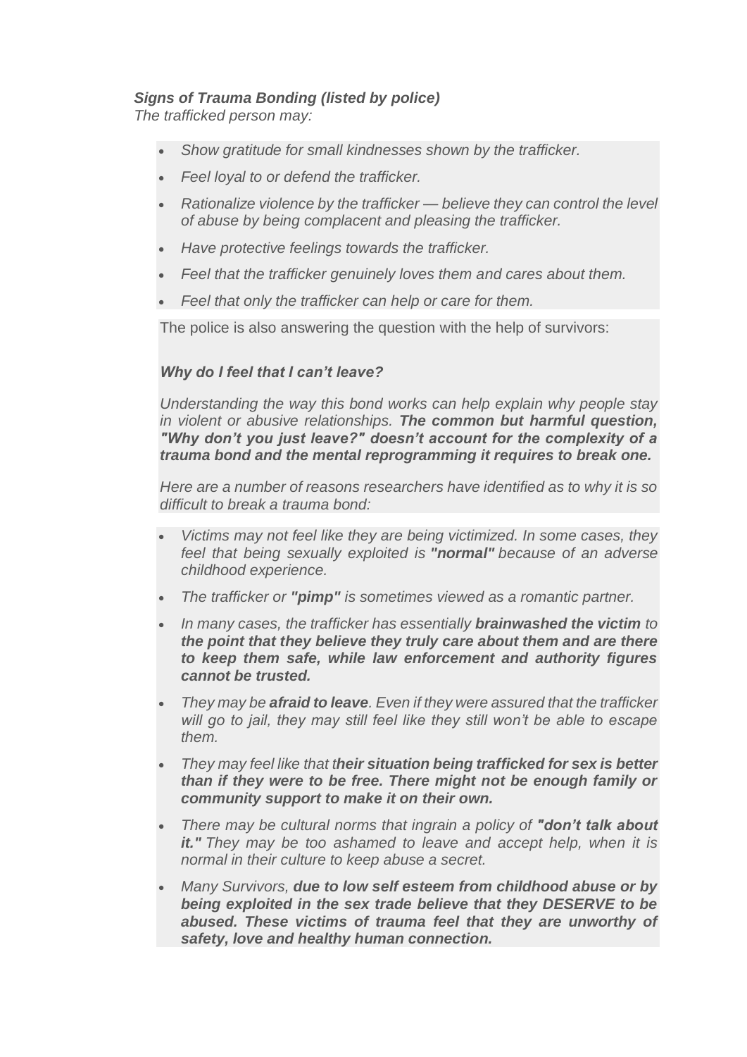***Signs of Trauma Bonding (listed by police)***
*The trafficked person may:*

- *Show gratitude for small kindnesses shown by the trafficker.*
- *Feel loyal to or defend the trafficker.*
- *Rationalize violence by the trafficker — believe they can control the level of abuse by being complacent and pleasing the trafficker.*
- *Have protective feelings towards the trafficker.*
- *Feel that the trafficker genuinely loves them and cares about them.*
- *Feel that only the trafficker can help or care for them.*

The police is also answering the question with the help of survivors:

***Why do I feel that I can't leave?***

*Understanding the way this bond works can help explain why people stay in violent or abusive relationships.* ***The common but harmful question, "Why don't you just leave?" doesn't account for the complexity of a trauma bond and the mental reprogramming it requires to break one.***

*Here are a number of reasons researchers have identified as to why it is so difficult to break a trauma bond:*

- *Victims may not feel like they are being victimized. In some cases, they feel that being sexually exploited is* ***"normal"*** *because of an adverse childhood experience.*
- *The trafficker or* ***"pimp"*** *is sometimes viewed as a romantic partner.*
- *In many cases, the trafficker has essentially* ***brainwashed the victim*** *to* ***the point that they believe they truly care about them and are there to keep them safe, while law enforcement and authority figures cannot be trusted.***
- *They may be* ***afraid to leave****. Even if they were assured that the trafficker will go to jail, they may still feel like they still won't be able to escape them.*
- *They may feel like that t****heir situation being trafficked for sex is better than if they were to be free. There might not be enough family or community support to make it on their own.***
- *There may be cultural norms that ingrain a policy of* ***"don't talk about it."*** *They may be too ashamed to leave and accept help, when it is normal in their culture to keep abuse a secret.*
- *Many Survivors,* ***due to low self esteem from childhood abuse or by being exploited in the sex trade believe that they DESERVE to be abused. These victims of trauma feel that they are unworthy of safety, love and healthy human connection.***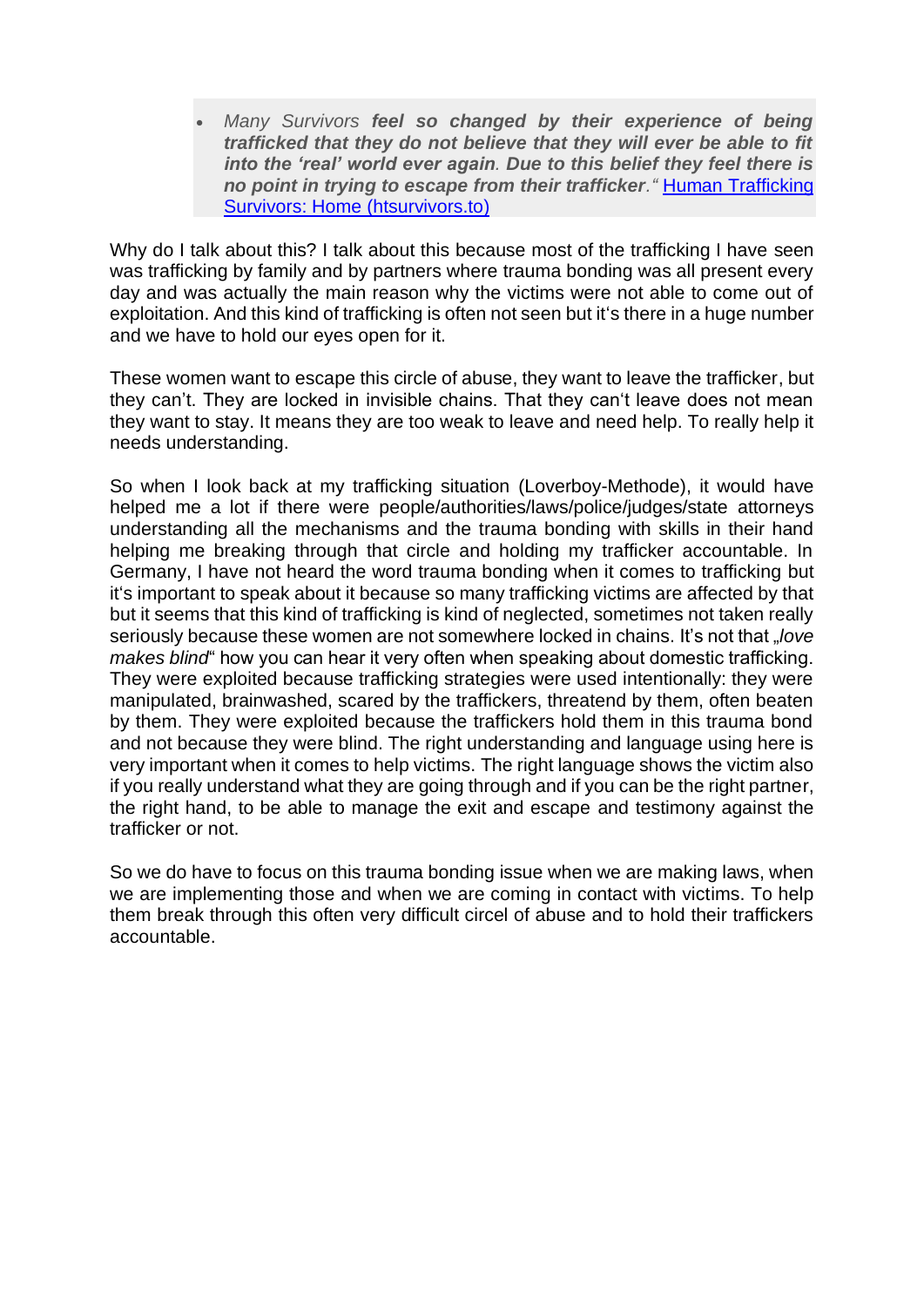- *Many Survivors **feel so changed by their experience of being trafficked that they do not believe that they will ever be able to fit into the 'real' world ever again**. **Due to this belief they feel there is no point in trying to escape from their trafficker**."* [Human Trafficking Survivors: Home (htsurvivors.to)](https://htsurvivors.to)

Why do I talk about this? I talk about this because most of the trafficking I have seen was trafficking by family and by partners where trauma bonding was all present every day and was actually the main reason why the victims were not able to come out of exploitation. And this kind of trafficking is often not seen but it's there in a huge number and we have to hold our eyes open for it.

These women want to escape this circle of abuse, they want to leave the trafficker, but they can't. They are locked in invisible chains. That they can't leave does not mean they want to stay. It means they are too weak to leave and need help. To really help it needs understanding.

So when I look back at my trafficking situation (Loverboy-Methode), it would have helped me a lot if there were people/authorities/laws/police/judges/state attorneys understanding all the mechanisms and the trauma bonding with skills in their hand helping me breaking through that circle and holding my trafficker accountable. In Germany, I have not heard the word trauma bonding when it comes to trafficking but it's important to speak about it because so many trafficking victims are affected by that but it seems that this kind of trafficking is kind of neglected, sometimes not taken really seriously because these women are not somewhere locked in chains. It's not that „*love makes blind*" how you can hear it very often when speaking about domestic trafficking. They were exploited because trafficking strategies were used intentionally: they were manipulated, brainwashed, scared by the traffickers, threatend by them, often beaten by them. They were exploited because the traffickers hold them in this trauma bond and not because they were blind. The right understanding and language using here is very important when it comes to help victims. The right language shows the victim also if you really understand what they are going through and if you can be the right partner, the right hand, to be able to manage the exit and escape and testimony against the trafficker or not.

So we do have to focus on this trauma bonding issue when we are making laws, when we are implementing those and when we are coming in contact with victims. To help them break through this often very difficult circel of abuse and to hold their traffickers accountable.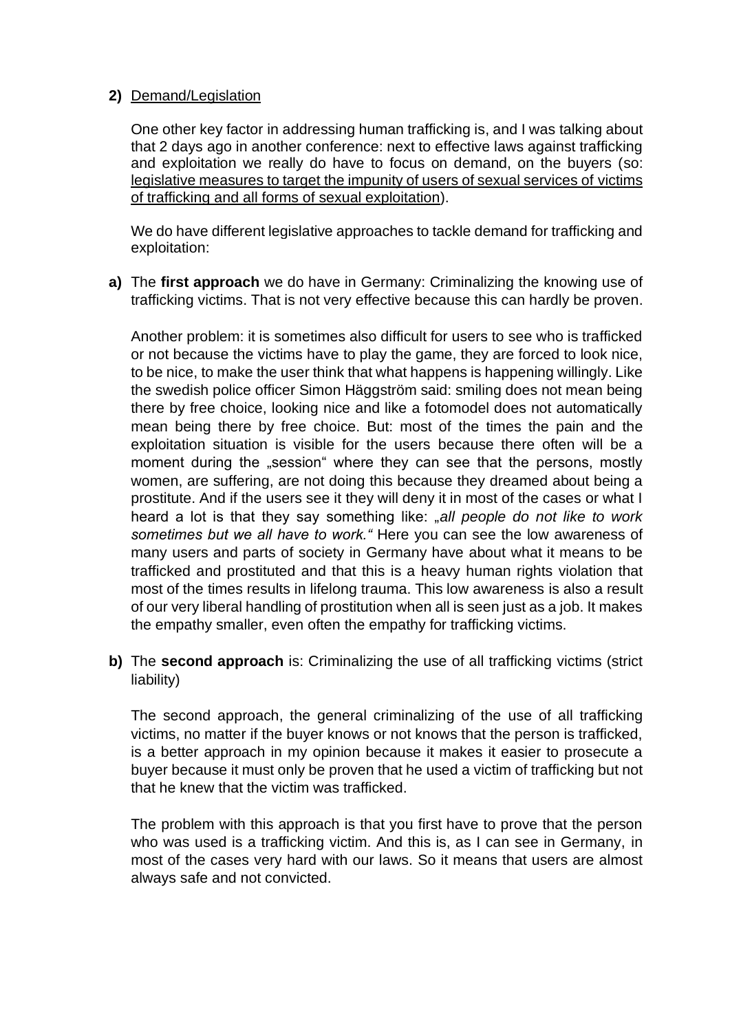**2)** Demand/Legislation

One other key factor in addressing human trafficking is, and I was talking about that 2 days ago in another conference: next to effective laws against trafficking and exploitation we really do have to focus on demand, on the buyers (so: legislative measures to target the impunity of users of sexual services of victims of trafficking and all forms of sexual exploitation).

We do have different legislative approaches to tackle demand for trafficking and exploitation:

**a)** The **first approach** we do have in Germany: Criminalizing the knowing use of trafficking victims. That is not very effective because this can hardly be proven.

Another problem: it is sometimes also difficult for users to see who is trafficked or not because the victims have to play the game, they are forced to look nice, to be nice, to make the user think that what happens is happening willingly. Like the swedish police officer Simon Häggström said: smiling does not mean being there by free choice, looking nice and like a fotomodel does not automatically mean being there by free choice. But: most of the times the pain and the exploitation situation is visible for the users because there often will be a moment during the „session" where they can see that the persons, mostly women, are suffering, are not doing this because they dreamed about being a prostitute. And if the users see it they will deny it in most of the cases or what I heard a lot is that they say something like: „*all people do not like to work sometimes but we all have to work."* Here you can see the low awareness of many users and parts of society in Germany have about what it means to be trafficked and prostituted and that this is a heavy human rights violation that most of the times results in lifelong trauma. This low awareness is also a result of our very liberal handling of prostitution when all is seen just as a job. It makes the empathy smaller, even often the empathy for trafficking victims.

**b)** The **second approach** is: Criminalizing the use of all trafficking victims (strict liability)

The second approach, the general criminalizing of the use of all trafficking victims, no matter if the buyer knows or not knows that the person is trafficked, is a better approach in my opinion because it makes it easier to prosecute a buyer because it must only be proven that he used a victim of trafficking but not that he knew that the victim was trafficked.

The problem with this approach is that you first have to prove that the person who was used is a trafficking victim. And this is, as I can see in Germany, in most of the cases very hard with our laws. So it means that users are almost always safe and not convicted.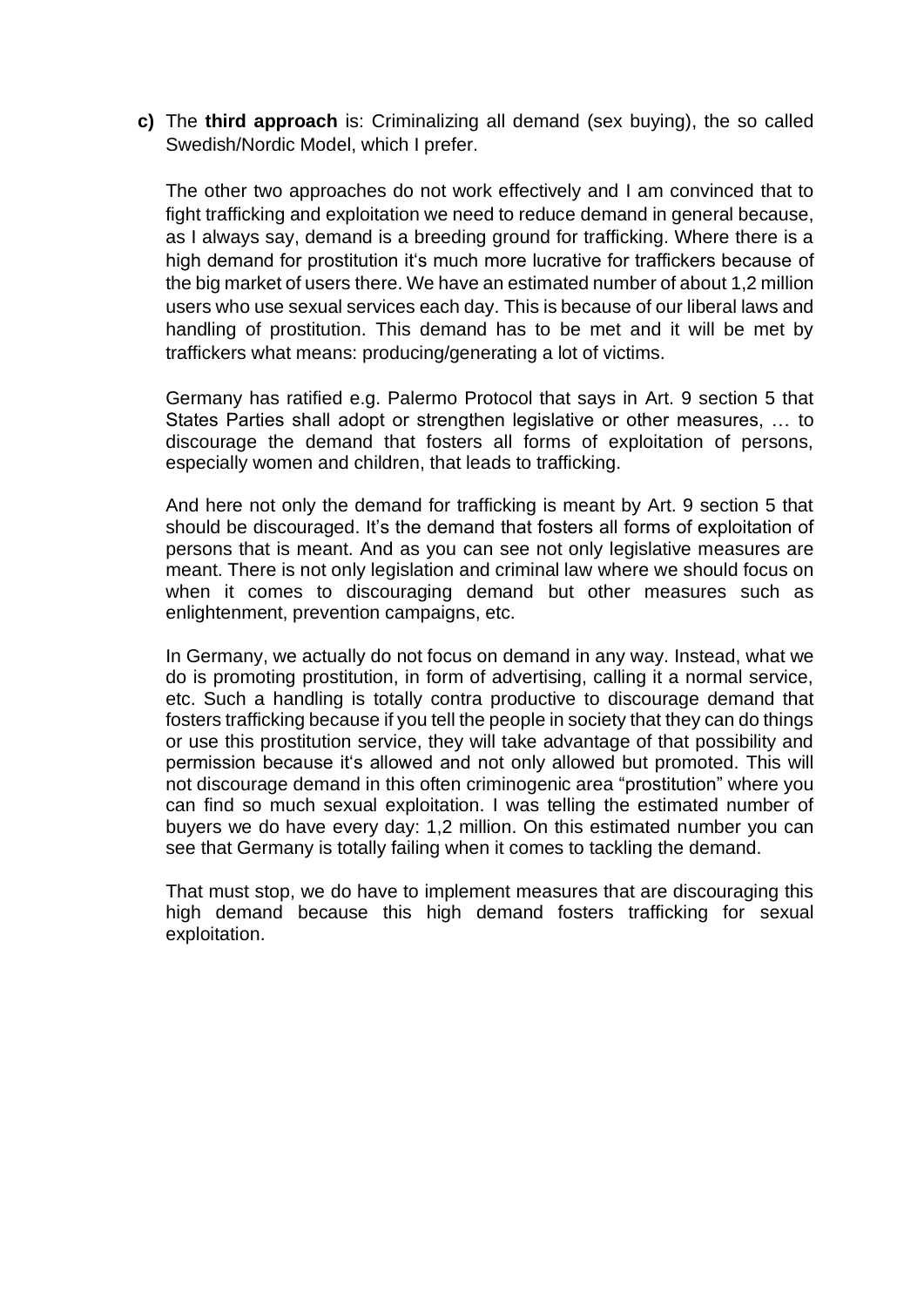**c)** The **third approach** is: Criminalizing all demand (sex buying), the so called Swedish/Nordic Model, which I prefer.

The other two approaches do not work effectively and I am convinced that to fight trafficking and exploitation we need to reduce demand in general because, as I always say, demand is a breeding ground for trafficking. Where there is a high demand for prostitution it's much more lucrative for traffickers because of the big market of users there. We have an estimated number of about 1,2 million users who use sexual services each day. This is because of our liberal laws and handling of prostitution. This demand has to be met and it will be met by traffickers what means: producing/generating a lot of victims.

Germany has ratified e.g. Palermo Protocol that says in Art. 9 section 5 that States Parties shall adopt or strengthen legislative or other measures, … to discourage the demand that fosters all forms of exploitation of persons, especially women and children, that leads to trafficking.

And here not only the demand for trafficking is meant by Art. 9 section 5 that should be discouraged. It's the demand that fosters all forms of exploitation of persons that is meant. And as you can see not only legislative measures are meant. There is not only legislation and criminal law where we should focus on when it comes to discouraging demand but other measures such as enlightenment, prevention campaigns, etc.

In Germany, we actually do not focus on demand in any way. Instead, what we do is promoting prostitution, in form of advertising, calling it a normal service, etc. Such a handling is totally contra productive to discourage demand that fosters trafficking because if you tell the people in society that they can do things or use this prostitution service, they will take advantage of that possibility and permission because it's allowed and not only allowed but promoted. This will not discourage demand in this often criminogenic area "prostitution" where you can find so much sexual exploitation. I was telling the estimated number of buyers we do have every day: 1,2 million. On this estimated number you can see that Germany is totally failing when it comes to tackling the demand.

That must stop, we do have to implement measures that are discouraging this high demand because this high demand fosters trafficking for sexual exploitation.